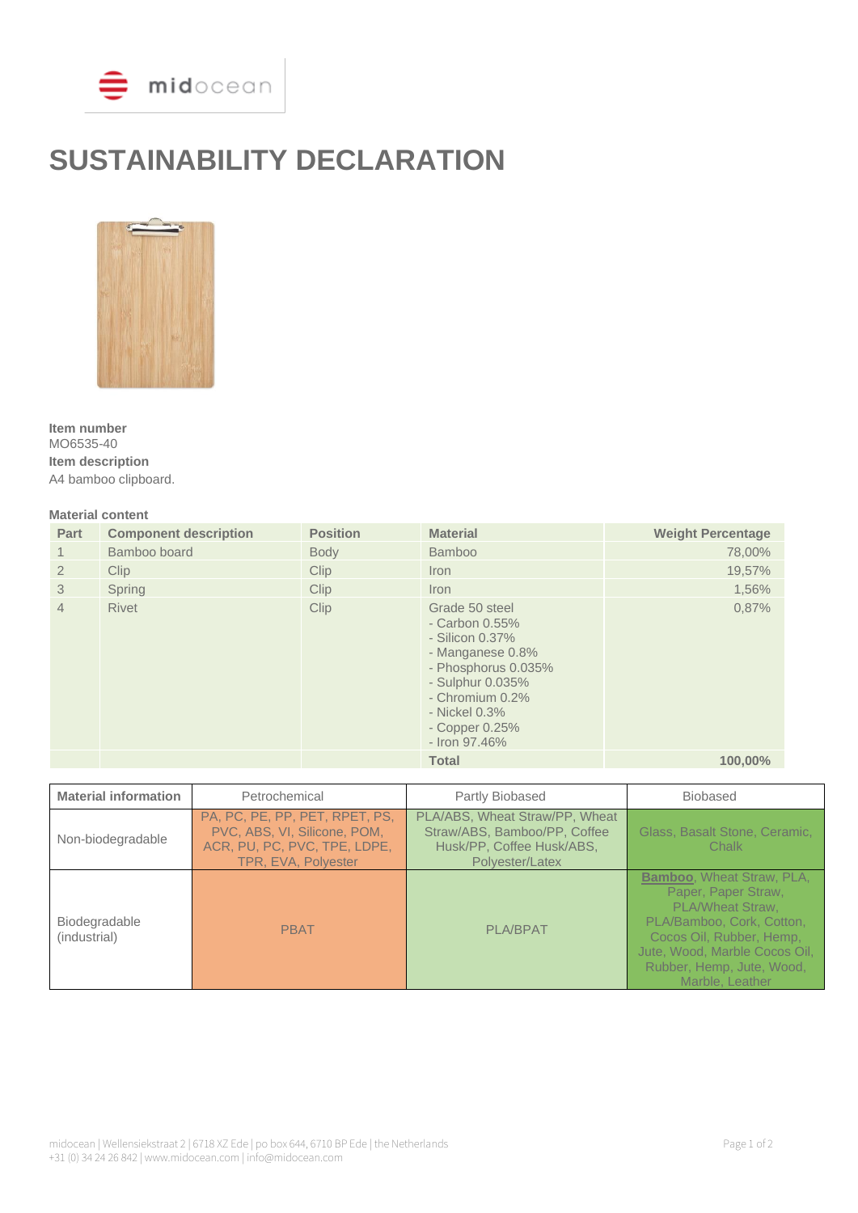# SUSTAINABILITY DECLARATION

**Item number**
MO6535-40
**Item description**
A4 bamboo clipboard.

**Material content**

| Part | Component description | Position | Material | Weight Percentage |
|---|---|---|---|---|
| 1 | Bamboo board | Body | Bamboo | 78,00% |
| 2 | Clip | Clip | Iron | 19,57% |
| 3 | Spring | Clip | Iron | 1,56% |
| 4 | Rivet | Clip | Grade 50 steel<br>- Carbon 0.55%<br>- Silicon 0.37%<br>- Manganese 0.8%<br>- Phosphorus 0.035%<br>- Sulphur 0.035%<br>- Chromium 0.2%<br>- Nickel 0.3%<br>- Copper 0.25%<br>- Iron 97.46% | 0,87% |
| | | | **Total** | **100,00%** |

| Material information | Petrochemical | Partly Biobased | Biobased |
|---|---|---|---|
| Non-biodegradable | PA, PC, PE, PP, PET, RPET, PS, PVC, ABS, VI, Silicone, POM, ACR, PU, PC, PVC, TPE, LDPE, TPR, EVA, Polyester | PLA/ABS, Wheat Straw/PP, Wheat Straw/ABS, Bamboo/PP, Coffee Husk/PP, Coffee Husk/ABS, Polyester/Latex | Glass, Basalt Stone, Ceramic, Chalk |
| Biodegradable (industrial) | PBAT | PLA/BPAT | **Bamboo**, Wheat Straw, PLA, Paper, Paper Straw, PLA/Wheat Straw, PLA/Bamboo, Cork, Cotton, Cocos Oil, Rubber, Hemp, Jute, Wood, Marble Cocos Oil, Rubber, Hemp, Jute, Wood, Marble, Leather |

midocean | Wellensiekstraat 2 | 6718 XZ Ede | po box 644, 6710 BP Ede | the Netherlands
+31 (0) 34 24 26 842 | www.midocean.com | info@midocean.com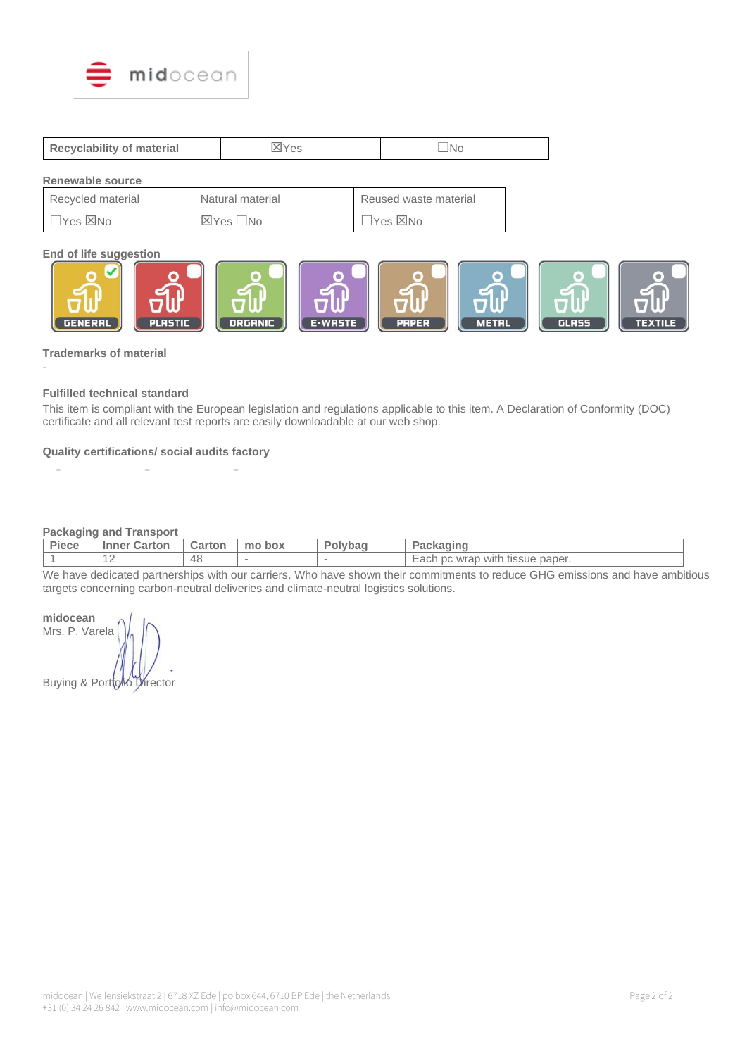| Recyclability of material | ☒Yes | ☐No |
|---|---|---|

**Renewable source**

| Recycled material | Natural material | Reused waste material |
|---|---|---|
| ☐Yes ☒No | ☒Yes ☐No | ☐Yes ☒No |

**End of life suggestion**

GENERAL ✓ PLASTIC ORGANIC E-WASTE PAPER METAL GLASS TEXTILE

**Trademarks of material**

-

**Fulfilled technical standard**

This item is compliant with the European legislation and regulations applicable to this item. A Declaration of Conformity (DOC) certificate and all relevant test reports are easily downloadable at our web shop.

**Quality certifications/ social audits factory**

- - -

**Packaging and Transport**

| Piece | Inner Carton | Carton | mo box | Polybag | Packaging |
|---|---|---|---|---|---|
| 1 | 12 | 48 | - | - | Each pc wrap with tissue paper. |

We have dedicated partnerships with our carriers. Who have shown their commitments to reduce GHG emissions and have ambitious targets concerning carbon-neutral deliveries and climate-neutral logistics solutions.

**midocean**
Mrs. P. Varela

Buying & Portfolio Director

midocean | Wellensiekstraat 2 | 6718 XZ Ede | po box 644, 6710 BP Ede | the Netherlands
+31 (0) 34 24 26 842 | www.midocean.com | info@midocean.com